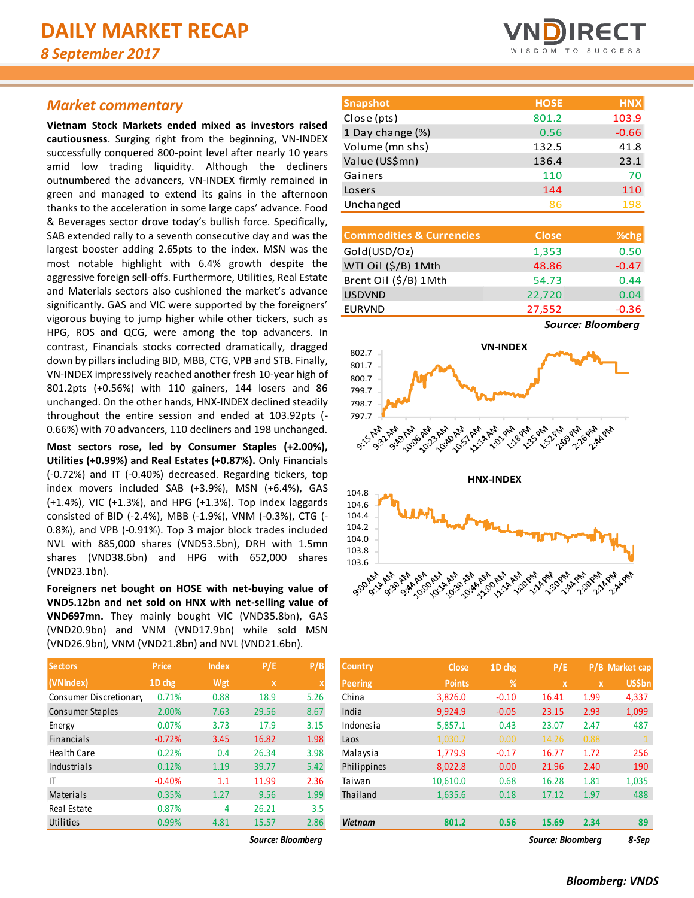# DAILY MARKET RECAP

*8 September 2017*

## *Market commentary*

**Vietnam Stock Markets ended mixed as investors raised cautiousness**. Surging right from the beginning, VN-INDEX successfully conquered 800-point level after nearly 10 years amid low trading liquidity. Although the decliners outnumbered the advancers, VN-INDEX firmly remained in green and managed to extend its gains in the afternoon thanks to the acceleration in some large caps' advance. Food & Beverages sector drove today's bullish force. Specifically, SAB extended rally to a seventh consecutive day and was the largest booster adding 2.65pts to the index. MSN was the most notable highlight with 6.4% growth despite the aggressive foreign sell-offs. Furthermore, Utilities, Real Estate and Materials sectors also cushioned the market's advance significantly. GAS and VIC were supported by the foreigners' vigorous buying to jump higher while other tickers, such as HPG, ROS and QCG, were among the top advancers. In contrast, Financials stocks corrected dramatically, dragged down by pillars including BID, MBB, CTG, VPB and STB. Finally, VN-INDEX impressively reached another fresh 10-year high of 801.2pts (+0.56%) with 110 gainers, 144 losers and 86 unchanged. On the other hands, HNX-INDEX declined steadily throughout the entire session and ended at 103.92pts (-0.66%) with 70 advancers, 110 decliners and 198 unchanged.

**Most sectors rose, led by Consumer Staples (+2.00%), Utilities (+0.99%) and Real Estates (+0.87%).** Only Financials (-0.72%) and IT (-0.40%) decreased. Regarding tickers, top index movers included SAB (+3.9%), MSN (+6.4%), GAS (+1.4%), VIC (+1.3%), and HPG (+1.3%). Top index laggards consisted of BID (-2.4%), MBB (-1.9%), VNM (-0.3%), CTG (-0.8%), and VPB (-0.91%). Top 3 major block trades included NVL with 885,000 shares (VND53.5bn), DRH with 1.5mn shares (VND38.6bn) and HPG with 652,000 shares (VND23.1bn).

**Foreigners net bought on HOSE with net-buying value of VND5.12bn and net sold on HNX with net-selling value of VND697mn.** They mainly bought VIC (VND35.8bn), GAS (VND20.9bn) and VNM (VND17.9bn) while sold MSN (VND26.9bn), VNM (VND21.8bn) and NVL (VND21.6bn).

| Snapshot | HOSE | HNX |
|---|---|---|
| Close (pts) | 801.2 | 103.9 |
| 1 Day change (%) | 0.56 | -0.66 |
| Volume (mn shs) | 132.5 | 41.8 |
| Value (US$mn) | 136.4 | 23.1 |
| Gainers | 110 | 70 |
| Losers | 144 | 110 |
| Unchanged | 86 | 198 |

| Commodities & Currencies | Close | %chg |
|---|---|---|
| Gold(USD/Oz) | 1,353 | 0.50 |
| WTI Oil ($/B) 1Mth | 48.86 | -0.47 |
| Brent Oil ($/B) 1Mth | 54.73 | 0.44 |
| USDVND | 22,720 | 0.04 |
| EURVND | 27,552 | -0.36 |

*Source: Bloomberg*

| Sectors (VNIndex) | Price 1D chg | Index Wgt | P/E x | P/B x |
|---|---|---|---|---|
| Consumer Discretionary | 0.71% | 0.88 | 18.9 | 5.26 |
| Consumer Staples | 2.00% | 7.63 | 29.56 | 8.67 |
| Energy | 0.07% | 3.73 | 17.9 | 3.15 |
| Financials | -0.72% | 3.45 | 16.82 | 1.98 |
| Health Care | 0.22% | 0.4 | 26.34 | 3.98 |
| Industrials | 0.12% | 1.19 | 39.77 | 5.42 |
| IT | -0.40% | 1.1 | 11.99 | 2.36 |
| Materials | 0.35% | 1.27 | 9.56 | 1.99 |
| Real Estate | 0.87% | 4 | 26.21 | 3.5 |
| Utilities | 0.99% | 4.81 | 15.57 | 2.86 |

*Source: Bloomberg*

| Country Peering | Close Points | 1D chg % | P/E x | P/B x | Market cap US$bn |
|---|---|---|---|---|---|
| China | 3,826.0 | -0.10 | 16.41 | 1.99 | 4,337 |
| India | 9,924.9 | -0.05 | 23.15 | 2.93 | 1,099 |
| Indonesia | 5,857.1 | 0.43 | 23.07 | 2.47 | 487 |
| Laos | 1,030.7 | 0.00 | 14.26 | 0.88 | 1 |
| Malaysia | 1,779.9 | -0.17 | 16.77 | 1.72 | 256 |
| Philippines | 8,022.8 | 0.00 | 21.96 | 2.40 | 190 |
| Taiwan | 10,610.0 | 0.68 | 16.28 | 1.81 | 1,035 |
| Thailand | 1,635.6 | 0.18 | 17.12 | 1.97 | 488 |
| ***Vietnam*** | **801.2** | **0.56** | **15.69** | **2.34** | **89** |

*Source: Bloomberg* *8-Sep*

***Bloomberg: VNDS***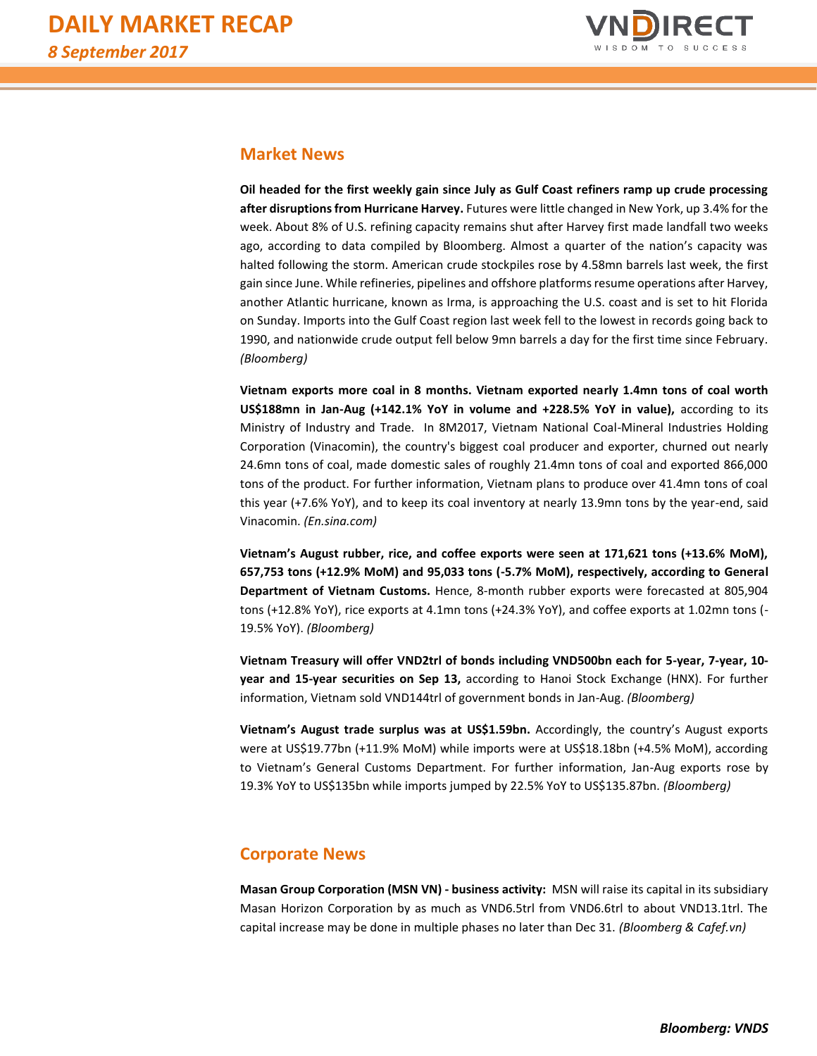## Market News

**Oil headed for the first weekly gain since July as Gulf Coast refiners ramp up crude processing after disruptions from Hurricane Harvey.** Futures were little changed in New York, up 3.4% for the week. About 8% of U.S. refining capacity remains shut after Harvey first made landfall two weeks ago, according to data compiled by Bloomberg. Almost a quarter of the nation's capacity was halted following the storm. American crude stockpiles rose by 4.58mn barrels last week, the first gain since June. While refineries, pipelines and offshore platforms resume operations after Harvey, another Atlantic hurricane, known as Irma, is approaching the U.S. coast and is set to hit Florida on Sunday. Imports into the Gulf Coast region last week fell to the lowest in records going back to 1990, and nationwide crude output fell below 9mn barrels a day for the first time since February. *(Bloomberg)*

**Vietnam exports more coal in 8 months. Vietnam exported nearly 1.4mn tons of coal worth US$188mn in Jan-Aug (+142.1% YoY in volume and +228.5% YoY in value),** according to its Ministry of Industry and Trade. In 8M2017, Vietnam National Coal-Mineral Industries Holding Corporation (Vinacomin), the country's biggest coal producer and exporter, churned out nearly 24.6mn tons of coal, made domestic sales of roughly 21.4mn tons of coal and exported 866,000 tons of the product. For further information, Vietnam plans to produce over 41.4mn tons of coal this year (+7.6% YoY), and to keep its coal inventory at nearly 13.9mn tons by the year-end, said Vinacomin. *(En.sina.com)*

**Vietnam's August rubber, rice, and coffee exports were seen at 171,621 tons (+13.6% MoM), 657,753 tons (+12.9% MoM) and 95,033 tons (-5.7% MoM), respectively, according to General Department of Vietnam Customs.** Hence, 8-month rubber exports were forecasted at 805,904 tons (+12.8% YoY), rice exports at 4.1mn tons (+24.3% YoY), and coffee exports at 1.02mn tons (-19.5% YoY). *(Bloomberg)*

**Vietnam Treasury will offer VND2trl of bonds including VND500bn each for 5-year, 7-year, 10-year and 15-year securities on Sep 13,** according to Hanoi Stock Exchange (HNX). For further information, Vietnam sold VND144trl of government bonds in Jan-Aug. *(Bloomberg)*

**Vietnam's August trade surplus was at US$1.59bn.** Accordingly, the country's August exports were at US$19.77bn (+11.9% MoM) while imports were at US$18.18bn (+4.5% MoM), according to Vietnam's General Customs Department. For further information, Jan-Aug exports rose by 19.3% YoY to US$135bn while imports jumped by 22.5% YoY to US$135.87bn. *(Bloomberg)*

## Corporate News

**Masan Group Corporation (MSN VN) - business activity:** MSN will raise its capital in its subsidiary Masan Horizon Corporation by as much as VND6.5trl from VND6.6trl to about VND13.1trl. The capital increase may be done in multiple phases no later than Dec 31. *(Bloomberg & Cafef.vn)*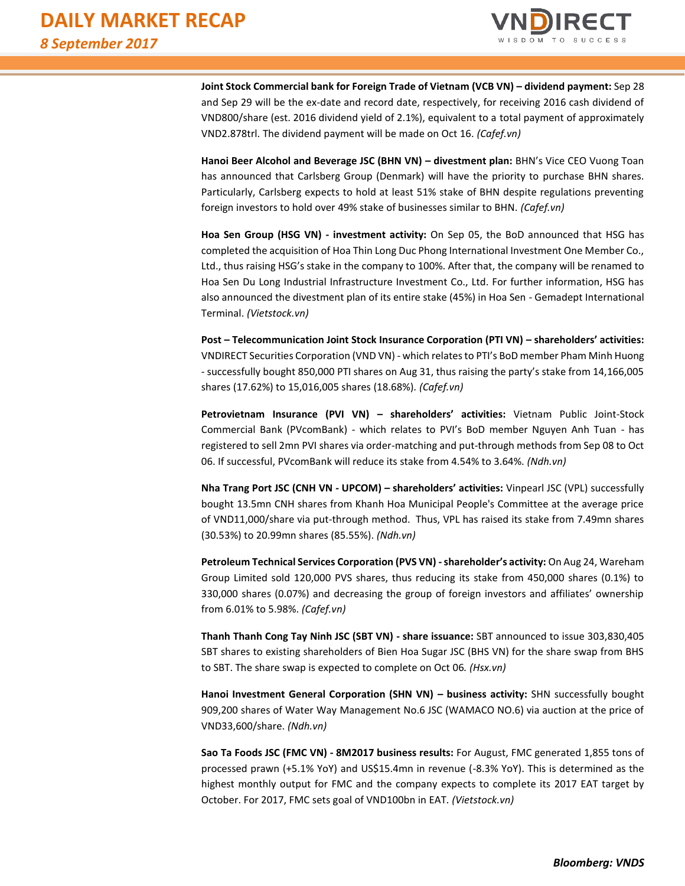**Joint Stock Commercial bank for Foreign Trade of Vietnam (VCB VN) – dividend payment:** Sep 28 and Sep 29 will be the ex-date and record date, respectively, for receiving 2016 cash dividend of VND800/share (est. 2016 dividend yield of 2.1%), equivalent to a total payment of approximately VND2.878trl. The dividend payment will be made on Oct 16. *(Cafef.vn)*

**Hanoi Beer Alcohol and Beverage JSC (BHN VN) – divestment plan:** BHN's Vice CEO Vuong Toan has announced that Carlsberg Group (Denmark) will have the priority to purchase BHN shares. Particularly, Carlsberg expects to hold at least 51% stake of BHN despite regulations preventing foreign investors to hold over 49% stake of businesses similar to BHN. *(Cafef.vn)*

**Hoa Sen Group (HSG VN) - investment activity:** On Sep 05, the BoD announced that HSG has completed the acquisition of Hoa Thin Long Duc Phong International Investment One Member Co., Ltd., thus raising HSG's stake in the company to 100%. After that, the company will be renamed to Hoa Sen Du Long Industrial Infrastructure Investment Co., Ltd. For further information, HSG has also announced the divestment plan of its entire stake (45%) in Hoa Sen - Gemadept International Terminal. *(Vietstock.vn)*

**Post – Telecommunication Joint Stock Insurance Corporation (PTI VN) – shareholders' activities:** VNDIRECT Securities Corporation (VND VN) - which relates to PTI's BoD member Pham Minh Huong - successfully bought 850,000 PTI shares on Aug 31, thus raising the party's stake from 14,166,005 shares (17.62%) to 15,016,005 shares (18.68%). *(Cafef.vn)*

**Petrovietnam Insurance (PVI VN) – shareholders' activities:** Vietnam Public Joint-Stock Commercial Bank (PVcomBank) - which relates to PVI's BoD member Nguyen Anh Tuan - has registered to sell 2mn PVI shares via order-matching and put-through methods from Sep 08 to Oct 06. If successful, PVcomBank will reduce its stake from 4.54% to 3.64%. *(Ndh.vn)*

**Nha Trang Port JSC (CNH VN - UPCOM) – shareholders' activities:** Vinpearl JSC (VPL) successfully bought 13.5mn CNH shares from Khanh Hoa Municipal People's Committee at the average price of VND11,000/share via put-through method. Thus, VPL has raised its stake from 7.49mn shares (30.53%) to 20.99mn shares (85.55%). *(Ndh.vn)*

**Petroleum Technical Services Corporation (PVS VN) - shareholder's activity:** On Aug 24, Wareham Group Limited sold 120,000 PVS shares, thus reducing its stake from 450,000 shares (0.1%) to 330,000 shares (0.07%) and decreasing the group of foreign investors and affiliates' ownership from 6.01% to 5.98%. *(Cafef.vn)*

**Thanh Thanh Cong Tay Ninh JSC (SBT VN) - share issuance:** SBT announced to issue 303,830,405 SBT shares to existing shareholders of Bien Hoa Sugar JSC (BHS VN) for the share swap from BHS to SBT. The share swap is expected to complete on Oct 06. *(Hsx.vn)*

**Hanoi Investment General Corporation (SHN VN) – business activity:** SHN successfully bought 909,200 shares of Water Way Management No.6 JSC (WAMACO NO.6) via auction at the price of VND33,600/share. *(Ndh.vn)*

**Sao Ta Foods JSC (FMC VN) - 8M2017 business results:** For August, FMC generated 1,855 tons of processed prawn (+5.1% YoY) and US$15.4mn in revenue (-8.3% YoY). This is determined as the highest monthly output for FMC and the company expects to complete its 2017 EAT target by October. For 2017, FMC sets goal of VND100bn in EAT. *(Vietstock.vn)*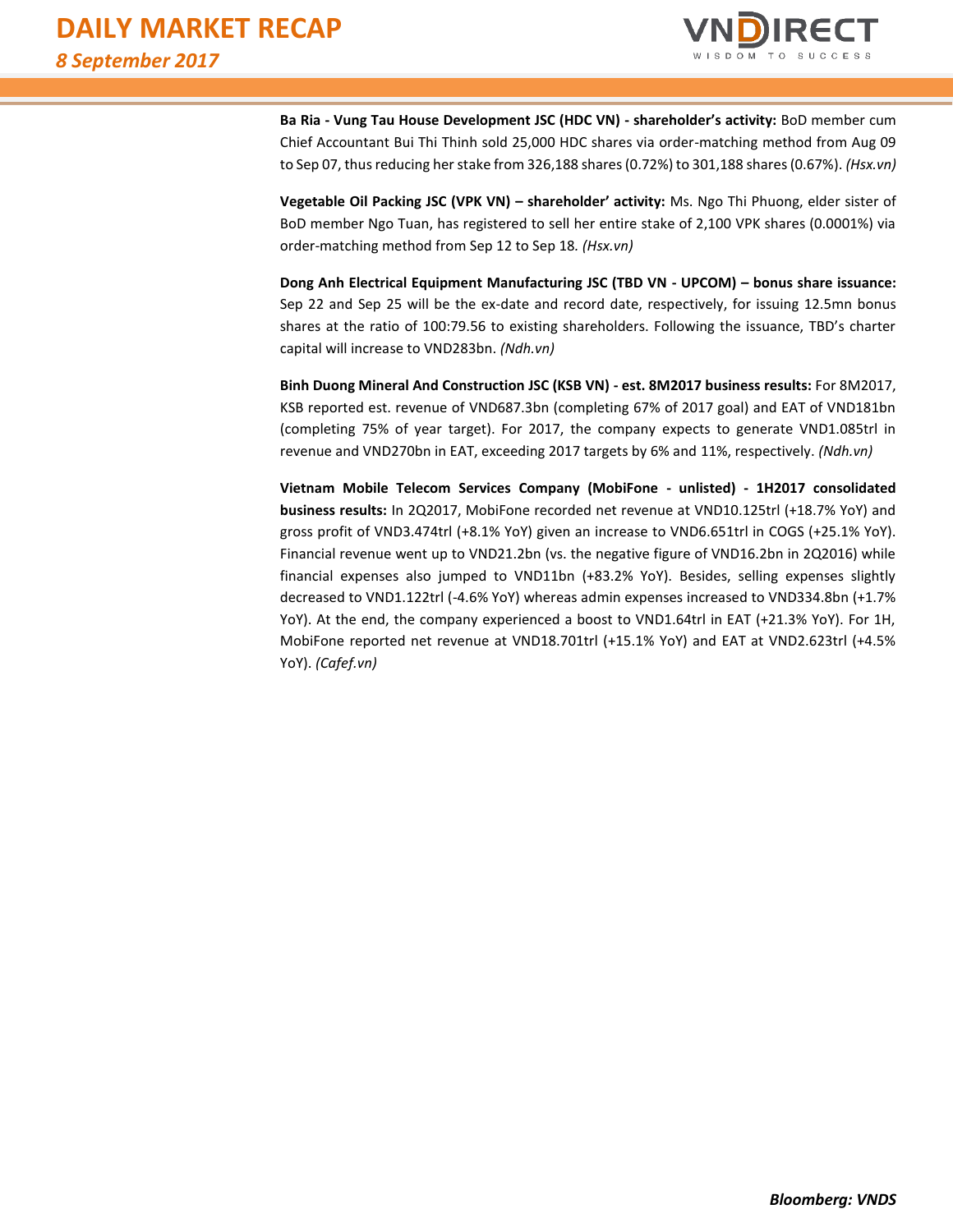**Ba Ria - Vung Tau House Development JSC (HDC VN) - shareholder's activity:** BoD member cum Chief Accountant Bui Thi Thinh sold 25,000 HDC shares via order-matching method from Aug 09 to Sep 07, thus reducing her stake from 326,188 shares (0.72%) to 301,188 shares (0.67%). *(Hsx.vn)*

**Vegetable Oil Packing JSC (VPK VN) – shareholder' activity:** Ms. Ngo Thi Phuong, elder sister of BoD member Ngo Tuan, has registered to sell her entire stake of 2,100 VPK shares (0.0001%) via order-matching method from Sep 12 to Sep 18. *(Hsx.vn)*

**Dong Anh Electrical Equipment Manufacturing JSC (TBD VN - UPCOM) – bonus share issuance:** Sep 22 and Sep 25 will be the ex-date and record date, respectively, for issuing 12.5mn bonus shares at the ratio of 100:79.56 to existing shareholders. Following the issuance, TBD's charter capital will increase to VND283bn. *(Ndh.vn)*

**Binh Duong Mineral And Construction JSC (KSB VN) - est. 8M2017 business results:** For 8M2017, KSB reported est. revenue of VND687.3bn (completing 67% of 2017 goal) and EAT of VND181bn (completing 75% of year target). For 2017, the company expects to generate VND1.085trl in revenue and VND270bn in EAT, exceeding 2017 targets by 6% and 11%, respectively. *(Ndh.vn)*

**Vietnam Mobile Telecom Services Company (MobiFone - unlisted) - 1H2017 consolidated business results:** In 2Q2017, MobiFone recorded net revenue at VND10.125trl (+18.7% YoY) and gross profit of VND3.474trl (+8.1% YoY) given an increase to VND6.651trl in COGS (+25.1% YoY). Financial revenue went up to VND21.2bn (vs. the negative figure of VND16.2bn in 2Q2016) while financial expenses also jumped to VND11bn (+83.2% YoY). Besides, selling expenses slightly decreased to VND1.122trl (-4.6% YoY) whereas admin expenses increased to VND334.8bn (+1.7% YoY). At the end, the company experienced a boost to VND1.64trl in EAT (+21.3% YoY). For 1H, MobiFone reported net revenue at VND18.701trl (+15.1% YoY) and EAT at VND2.623trl (+4.5% YoY). *(Cafef.vn)*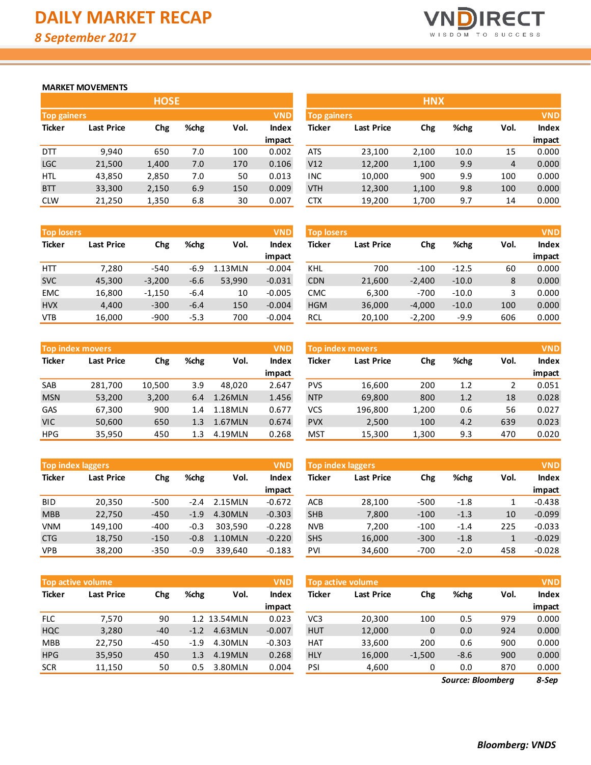# DAILY MARKET RECAP

*8 September 2017*

### MARKET MOVEMENTS

## HOSE

**Top gainers** (VND)

| Ticker | Last Price | Chg | %chg | Vol. | Index impact |
|---|---|---|---|---|---|
| DTT | 9,940 | 650 | 7.0 | 100 | 0.002 |
| LGC | 21,500 | 1,400 | 7.0 | 170 | 0.106 |
| HTL | 43,850 | 2,850 | 7.0 | 50 | 0.013 |
| BTT | 33,300 | 2,150 | 6.9 | 150 | 0.009 |
| CLW | 21,250 | 1,350 | 6.8 | 30 | 0.007 |

**Top losers** (VND)

| Ticker | Last Price | Chg | %chg | Vol. | Index impact |
|---|---|---|---|---|---|
| HTT | 7,280 | -540 | -6.9 | 1.13MLN | -0.004 |
| SVC | 45,300 | -3,200 | -6.6 | 53,990 | -0.031 |
| EMC | 16,800 | -1,150 | -6.4 | 10 | -0.005 |
| HVX | 4,400 | -300 | -6.4 | 150 | -0.004 |
| VTB | 16,000 | -900 | -5.3 | 700 | -0.004 |

**Top index movers** (VND)

| Ticker | Last Price | Chg | %chg | Vol. | Index impact |
|---|---|---|---|---|---|
| SAB | 281,700 | 10,500 | 3.9 | 48,020 | 2.647 |
| MSN | 53,200 | 3,200 | 6.4 | 1.26MLN | 1.456 |
| GAS | 67,300 | 900 | 1.4 | 1.18MLN | 0.677 |
| VIC | 50,600 | 650 | 1.3 | 1.67MLN | 0.674 |
| HPG | 35,950 | 450 | 1.3 | 4.19MLN | 0.268 |

**Top index laggers** (VND)

| Ticker | Last Price | Chg | %chg | Vol. | Index impact |
|---|---|---|---|---|---|
| BID | 20,350 | -500 | -2.4 | 2.15MLN | -0.672 |
| MBB | 22,750 | -450 | -1.9 | 4.30MLN | -0.303 |
| VNM | 149,100 | -400 | -0.3 | 303,590 | -0.228 |
| CTG | 18,750 | -150 | -0.8 | 1.10MLN | -0.220 |
| VPB | 38,200 | -350 | -0.9 | 339,640 | -0.183 |

**Top active volume** (VND)

| Ticker | Last Price | Chg | %chg | Vol. | Index impact |
|---|---|---|---|---|---|
| FLC | 7,570 | 90 | 1.2 | 13.54MLN | 0.023 |
| HQC | 3,280 | -40 | -1.2 | 4.63MLN | -0.007 |
| MBB | 22,750 | -450 | -1.9 | 4.30MLN | -0.303 |
| HPG | 35,950 | 450 | 1.3 | 4.19MLN | 0.268 |
| SCR | 11,150 | 50 | 0.5 | 3.80MLN | 0.004 |

## HNX

**Top gainers** (VND)

| Ticker | Last Price | Chg | %chg | Vol. | Index impact |
|---|---|---|---|---|---|
| ATS | 23,100 | 2,100 | 10.0 | 15 | 0.000 |
| V12 | 12,200 | 1,100 | 9.9 | 4 | 0.000 |
| INC | 10,000 | 900 | 9.9 | 100 | 0.000 |
| VTH | 12,300 | 1,100 | 9.8 | 100 | 0.000 |
| CTX | 19,200 | 1,700 | 9.7 | 14 | 0.000 |

**Top losers** (VND)

| Ticker | Last Price | Chg | %chg | Vol. | Index impact |
|---|---|---|---|---|---|
| KHL | 700 | -100 | -12.5 | 60 | 0.000 |
| CDN | 21,600 | -2,400 | -10.0 | 8 | 0.000 |
| CMC | 6,300 | -700 | -10.0 | 3 | 0.000 |
| HGM | 36,000 | -4,000 | -10.0 | 100 | 0.000 |
| RCL | 20,100 | -2,200 | -9.9 | 606 | 0.000 |

**Top index movers** (VND)

| Ticker | Last Price | Chg | %chg | Vol. | Index impact |
|---|---|---|---|---|---|
| PVS | 16,600 | 200 | 1.2 | 2 | 0.051 |
| NTP | 69,800 | 800 | 1.2 | 18 | 0.028 |
| VCS | 196,800 | 1,200 | 0.6 | 56 | 0.027 |
| PVX | 2,500 | 100 | 4.2 | 639 | 0.023 |
| MST | 15,300 | 1,300 | 9.3 | 470 | 0.020 |

**Top index laggers** (VND)

| Ticker | Last Price | Chg | %chg | Vol. | Index impact |
|---|---|---|---|---|---|
| ACB | 28,100 | -500 | -1.8 | 1 | -0.438 |
| SHB | 7,800 | -100 | -1.3 | 10 | -0.099 |
| NVB | 7,200 | -100 | -1.4 | 225 | -0.033 |
| SHS | 16,000 | -300 | -1.8 | 1 | -0.029 |
| PVI | 34,600 | -700 | -2.0 | 458 | -0.028 |

**Top active volume** (VND)

| Ticker | Last Price | Chg | %chg | Vol. | Index impact |
|---|---|---|---|---|---|
| VC3 | 20,300 | 100 | 0.5 | 979 | 0.000 |
| HUT | 12,000 | 0 | 0.0 | 924 | 0.000 |
| HAT | 33,600 | 200 | 0.6 | 900 | 0.000 |
| HLY | 16,000 | -1,500 | -8.6 | 900 | 0.000 |
| PSI | 4,600 | 0 | 0.0 | 870 | 0.000 |

*Source: Bloomberg* *8-Sep*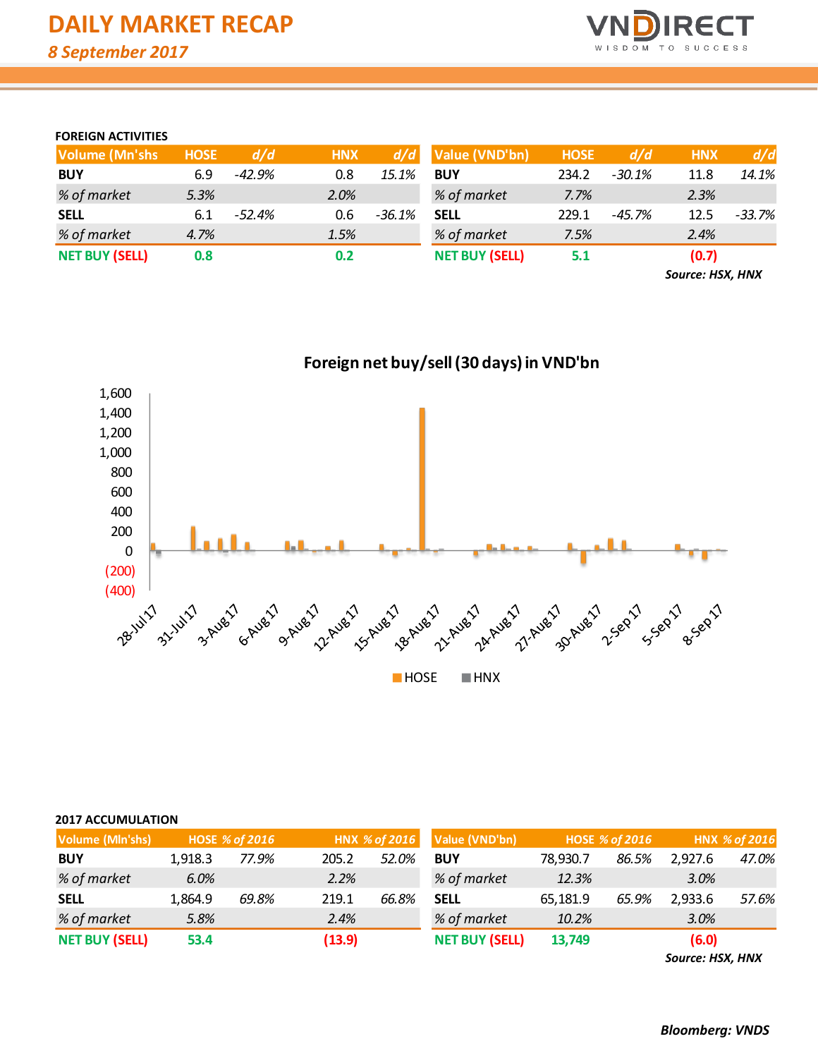# DAILY MARKET RECAP

*8 September 2017*

## FOREIGN ACTIVITIES

| Volume (Mn'shs) | HOSE | d/d | HNX | d/d |
|---|---|---|---|---|
| **BUY** | 6.9 | *-42.9%* | 0.8 | *15.1%* |
| *% of market* | *5.3%* | | *2.0%* | |
| **SELL** | 6.1 | *-52.4%* | 0.6 | *-36.1%* |
| *% of market* | *4.7%* | | *1.5%* | |
| **NET BUY (SELL)** | **0.8** | | **0.2** | |

| Value (VND'bn) | HOSE | d/d | HNX | d/d |
|---|---|---|---|---|
| **BUY** | 234.2 | *-30.1%* | 11.8 | *14.1%* |
| *% of market* | *7.7%* | | *2.3%* | |
| **SELL** | 229.1 | *-45.7%* | 12.5 | *-33.7%* |
| *% of market* | *7.5%* | | *2.4%* | |
| **NET BUY (SELL)** | **5.1** | | **(0.7)** | |

***Source: HSX, HNX***

**Foreign net buy/sell (30 days) in VND'bn**

## 2017 ACCUMULATION

| Volume (Mln'shs) | HOSE | % of 2016 | HNX | % of 2016 |
|---|---|---|---|---|
| **BUY** | 1,918.3 | *77.9%* | 205.2 | *52.0%* |
| *% of market* | *6.0%* | | *2.2%* | |
| **SELL** | 1,864.9 | *69.8%* | 219.1 | *66.8%* |
| *% of market* | *5.8%* | | *2.4%* | |
| **NET BUY (SELL)** | **53.4** | | **(13.9)** | |

| Value (VND'bn) | HOSE | % of 2016 | HNX | % of 2016 |
|---|---|---|---|---|
| **BUY** | 78,930.7 | *86.5%* | 2,927.6 | *47.0%* |
| *% of market* | *12.3%* | | *3.0%* | |
| **SELL** | 65,181.9 | *65.9%* | 2,933.6 | *57.6%* |
| *% of market* | *10.2%* | | *3.0%* | |
| **NET BUY (SELL)** | **13,749** | | **(6.0)** | |

***Source: HSX, HNX***

***Bloomberg: VNDS***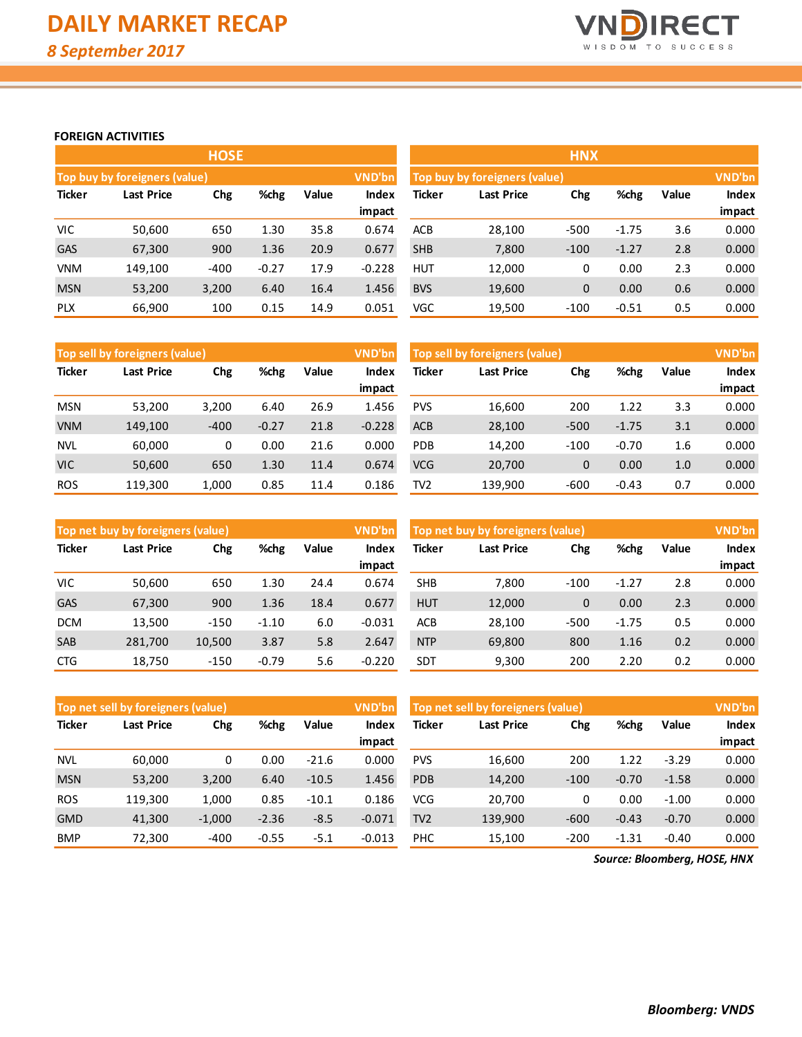# DAILY MARKET RECAP

*8 September 2017*

## FOREIGN ACTIVITIES

### HOSE

**Top buy by foreigners (value)** — VND'bn

| Ticker | Last Price | Chg | %chg | Value | Index impact |
|---|---|---|---|---|---|
| VIC | 50,600 | 650 | 1.30 | 35.8 | 0.674 |
| GAS | 67,300 | 900 | 1.36 | 20.9 | 0.677 |
| VNM | 149,100 | -400 | -0.27 | 17.9 | -0.228 |
| MSN | 53,200 | 3,200 | 6.40 | 16.4 | 1.456 |
| PLX | 66,900 | 100 | 0.15 | 14.9 | 0.051 |

**Top sell by foreigners (value)** — VND'bn

| Ticker | Last Price | Chg | %chg | Value | Index impact |
|---|---|---|---|---|---|
| MSN | 53,200 | 3,200 | 6.40 | 26.9 | 1.456 |
| VNM | 149,100 | -400 | -0.27 | 21.8 | -0.228 |
| NVL | 60,000 | 0 | 0.00 | 21.6 | 0.000 |
| VIC | 50,600 | 650 | 1.30 | 11.4 | 0.674 |
| ROS | 119,300 | 1,000 | 0.85 | 11.4 | 0.186 |

**Top net buy by foreigners (value)** — VND'bn

| Ticker | Last Price | Chg | %chg | Value | Index impact |
|---|---|---|---|---|---|
| VIC | 50,600 | 650 | 1.30 | 24.4 | 0.674 |
| GAS | 67,300 | 900 | 1.36 | 18.4 | 0.677 |
| DCM | 13,500 | -150 | -1.10 | 6.0 | -0.031 |
| SAB | 281,700 | 10,500 | 3.87 | 5.8 | 2.647 |
| CTG | 18,750 | -150 | -0.79 | 5.6 | -0.220 |

**Top net sell by foreigners (value)** — VND'bn

| Ticker | Last Price | Chg | %chg | Value | Index impact |
|---|---|---|---|---|---|
| NVL | 60,000 | 0 | 0.00 | -21.6 | 0.000 |
| MSN | 53,200 | 3,200 | 6.40 | -10.5 | 1.456 |
| ROS | 119,300 | 1,000 | 0.85 | -10.1 | 0.186 |
| GMD | 41,300 | -1,000 | -2.36 | -8.5 | -0.071 |
| BMP | 72,300 | -400 | -0.55 | -5.1 | -0.013 |

### HNX

**Top buy by foreigners (value)** — VND'bn

| Ticker | Last Price | Chg | %chg | Value | Index impact |
|---|---|---|---|---|---|
| ACB | 28,100 | -500 | -1.75 | 3.6 | 0.000 |
| SHB | 7,800 | -100 | -1.27 | 2.8 | 0.000 |
| HUT | 12,000 | 0 | 0.00 | 2.3 | 0.000 |
| BVS | 19,600 | 0 | 0.00 | 0.6 | 0.000 |
| VGC | 19,500 | -100 | -0.51 | 0.5 | 0.000 |

**Top sell by foreigners (value)** — VND'bn

| Ticker | Last Price | Chg | %chg | Value | Index impact |
|---|---|---|---|---|---|
| PVS | 16,600 | 200 | 1.22 | 3.3 | 0.000 |
| ACB | 28,100 | -500 | -1.75 | 3.1 | 0.000 |
| PDB | 14,200 | -100 | -0.70 | 1.6 | 0.000 |
| VCG | 20,700 | 0 | 0.00 | 1.0 | 0.000 |
| TV2 | 139,900 | -600 | -0.43 | 0.7 | 0.000 |

**Top net buy by foreigners (value)** — VND'bn

| Ticker | Last Price | Chg | %chg | Value | Index impact |
|---|---|---|---|---|---|
| SHB | 7,800 | -100 | -1.27 | 2.8 | 0.000 |
| HUT | 12,000 | 0 | 0.00 | 2.3 | 0.000 |
| ACB | 28,100 | -500 | -1.75 | 0.5 | 0.000 |
| NTP | 69,800 | 800 | 1.16 | 0.2 | 0.000 |
| SDT | 9,300 | 200 | 2.20 | 0.2 | 0.000 |

**Top net sell by foreigners (value)** — VND'bn

| Ticker | Last Price | Chg | %chg | Value | Index impact |
|---|---|---|---|---|---|
| PVS | 16,600 | 200 | 1.22 | -3.29 | 0.000 |
| PDB | 14,200 | -100 | -0.70 | -1.58 | 0.000 |
| VCG | 20,700 | 0 | 0.00 | -1.00 | 0.000 |
| TV2 | 139,900 | -600 | -0.43 | -0.70 | 0.000 |
| PHC | 15,100 | -200 | -1.31 | -0.40 | 0.000 |

*Source: Bloomberg, HOSE, HNX*

***Bloomberg: VNDS***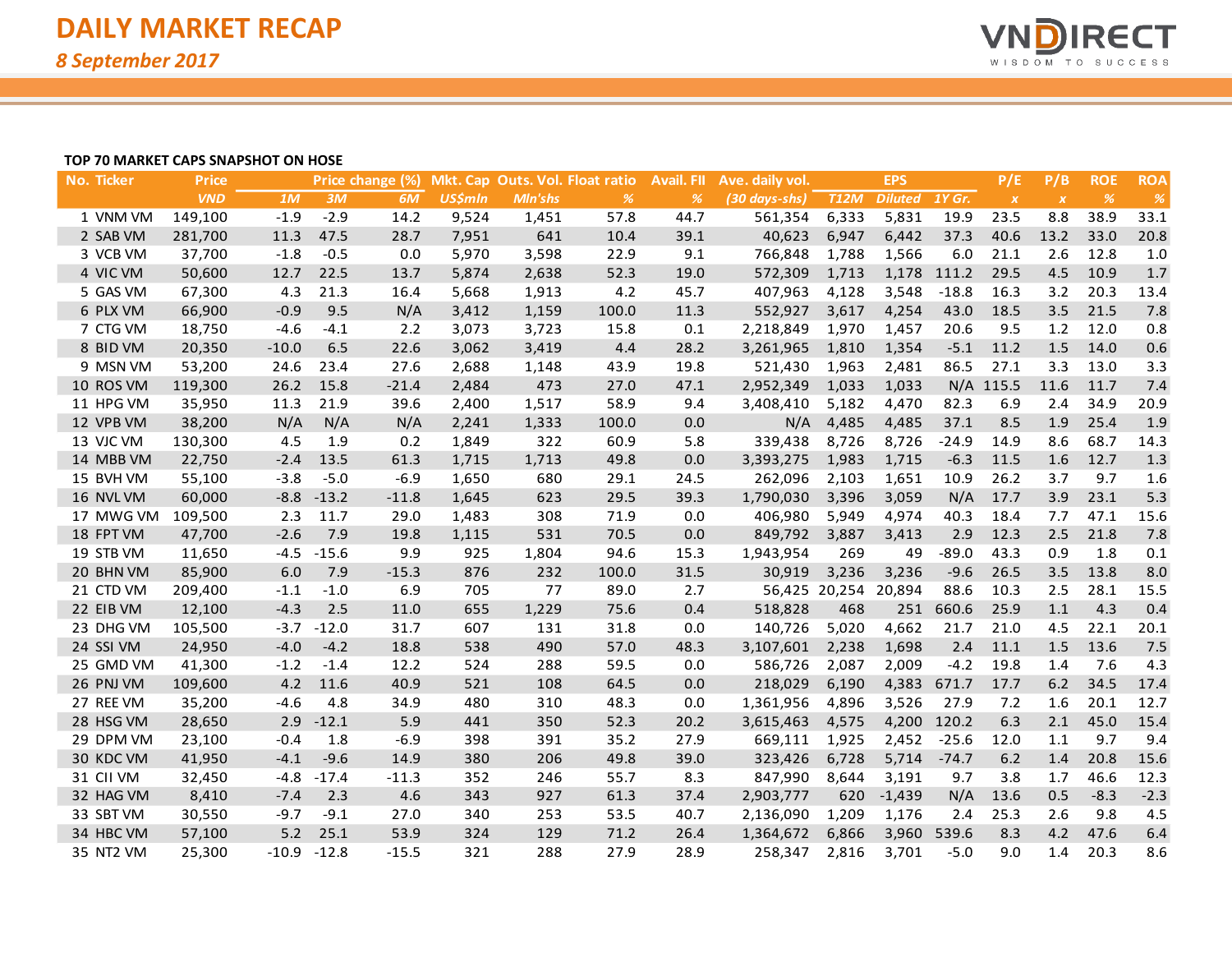# DAILY MARKET RECAP

*8 September 2017*

### TOP 70 MARKET CAPS SNAPSHOT ON HOSE

| No. | Ticker | Price | Price change (%) | | | Mkt. Cap | Outs. Vol. | Float ratio | Avail. FII | Ave. daily vol. | EPS | | | P/E | P/B | ROE | ROA |
|---|---|---|---|---|---|---|---|---|---|---|---|---|---|---|---|---|---|
| | | VND | 1M | 3M | 6M | US$mln | Mln'shs | % | % | (30 days-shs) | T12M | Diluted | 1Y Gr. | x | x | % | % |
| 1 | VNM VM | 149,100 | -1.9 | -2.9 | 14.2 | 9,524 | 1,451 | 57.8 | 44.7 | 561,354 | 6,333 | 5,831 | 19.9 | 23.5 | 8.8 | 38.9 | 33.1 |
| 2 | SAB VM | 281,700 | 11.3 | 47.5 | 28.7 | 7,951 | 641 | 10.4 | 39.1 | 40,623 | 6,947 | 6,442 | 37.3 | 40.6 | 13.2 | 33.0 | 20.8 |
| 3 | VCB VM | 37,700 | -1.8 | -0.5 | 0.0 | 5,970 | 3,598 | 22.9 | 9.1 | 766,848 | 1,788 | 1,566 | 6.0 | 21.1 | 2.6 | 12.8 | 1.0 |
| 4 | VIC VM | 50,600 | 12.7 | 22.5 | 13.7 | 5,874 | 2,638 | 52.3 | 19.0 | 572,309 | 1,713 | 1,178 | 111.2 | 29.5 | 4.5 | 10.9 | 1.7 |
| 5 | GAS VM | 67,300 | 4.3 | 21.3 | 16.4 | 5,668 | 1,913 | 4.2 | 45.7 | 407,963 | 4,128 | 3,548 | -18.8 | 16.3 | 3.2 | 20.3 | 13.4 |
| 6 | PLX VM | 66,900 | -0.9 | 9.5 | N/A | 3,412 | 1,159 | 100.0 | 11.3 | 552,927 | 3,617 | 4,254 | 43.0 | 18.5 | 3.5 | 21.5 | 7.8 |
| 7 | CTG VM | 18,750 | -4.6 | -4.1 | 2.2 | 3,073 | 3,723 | 15.8 | 0.1 | 2,218,849 | 1,970 | 1,457 | 20.6 | 9.5 | 1.2 | 12.0 | 0.8 |
| 8 | BID VM | 20,350 | -10.0 | 6.5 | 22.6 | 3,062 | 3,419 | 4.4 | 28.2 | 3,261,965 | 1,810 | 1,354 | -5.1 | 11.2 | 1.5 | 14.0 | 0.6 |
| 9 | MSN VM | 53,200 | 24.6 | 23.4 | 27.6 | 2,688 | 1,148 | 43.9 | 19.8 | 521,430 | 1,963 | 2,481 | 86.5 | 27.1 | 3.3 | 13.0 | 3.3 |
| 10 | ROS VM | 119,300 | 26.2 | 15.8 | -21.4 | 2,484 | 473 | 27.0 | 47.1 | 2,952,349 | 1,033 | 1,033 | N/A | 115.5 | 11.6 | 11.7 | 7.4 |
| 11 | HPG VM | 35,950 | 11.3 | 21.9 | 39.6 | 2,400 | 1,517 | 58.9 | 9.4 | 3,408,410 | 5,182 | 4,470 | 82.3 | 6.9 | 2.4 | 34.9 | 20.9 |
| 12 | VPB VM | 38,200 | N/A | N/A | N/A | 2,241 | 1,333 | 100.0 | 0.0 | N/A | 4,485 | 4,485 | 37.1 | 8.5 | 1.9 | 25.4 | 1.9 |
| 13 | VJC VM | 130,300 | 4.5 | 1.9 | 0.2 | 1,849 | 322 | 60.9 | 5.8 | 339,438 | 8,726 | 8,726 | -24.9 | 14.9 | 8.6 | 68.7 | 14.3 |
| 14 | MBB VM | 22,750 | -2.4 | 13.5 | 61.3 | 1,715 | 1,713 | 49.8 | 0.0 | 3,393,275 | 1,983 | 1,715 | -6.3 | 11.5 | 1.6 | 12.7 | 1.3 |
| 15 | BVH VM | 55,100 | -3.8 | -5.0 | -6.9 | 1,650 | 680 | 29.1 | 24.5 | 262,096 | 2,103 | 1,651 | 10.9 | 26.2 | 3.7 | 9.7 | 1.6 |
| 16 | NVL VM | 60,000 | -8.8 | -13.2 | -11.8 | 1,645 | 623 | 29.5 | 39.3 | 1,790,030 | 3,396 | 3,059 | N/A | 17.7 | 3.9 | 23.1 | 5.3 |
| 17 | MWG VM | 109,500 | 2.3 | 11.7 | 29.0 | 1,483 | 308 | 71.9 | 0.0 | 406,980 | 5,949 | 4,974 | 40.3 | 18.4 | 7.7 | 47.1 | 15.6 |
| 18 | FPT VM | 47,700 | -2.6 | 7.9 | 19.8 | 1,115 | 531 | 70.5 | 0.0 | 849,792 | 3,887 | 3,413 | 2.9 | 12.3 | 2.5 | 21.8 | 7.8 |
| 19 | STB VM | 11,650 | -4.5 | -15.6 | 9.9 | 925 | 1,804 | 94.6 | 15.3 | 1,943,954 | 269 | 49 | -89.0 | 43.3 | 0.9 | 1.8 | 0.1 |
| 20 | BHN VM | 85,900 | 6.0 | 7.9 | -15.3 | 876 | 232 | 100.0 | 31.5 | 30,919 | 3,236 | 3,236 | -9.6 | 26.5 | 3.5 | 13.8 | 8.0 |
| 21 | CTD VM | 209,400 | -1.1 | -1.0 | 6.9 | 705 | 77 | 89.0 | 2.7 | 56,425 | 20,254 | 20,894 | 88.6 | 10.3 | 2.5 | 28.1 | 15.5 |
| 22 | EIB VM | 12,100 | -4.3 | 2.5 | 11.0 | 655 | 1,229 | 75.6 | 0.4 | 518,828 | 468 | 251 | 660.6 | 25.9 | 1.1 | 4.3 | 0.4 |
| 23 | DHG VM | 105,500 | -3.7 | -12.0 | 31.7 | 607 | 131 | 31.8 | 0.0 | 140,726 | 5,020 | 4,662 | 21.7 | 21.0 | 4.5 | 22.1 | 20.1 |
| 24 | SSI VM | 24,950 | -4.0 | -4.2 | 18.8 | 538 | 490 | 57.0 | 48.3 | 3,107,601 | 2,238 | 1,698 | 2.4 | 11.1 | 1.5 | 13.6 | 7.5 |
| 25 | GMD VM | 41,300 | -1.2 | -1.4 | 12.2 | 524 | 288 | 59.5 | 0.0 | 586,726 | 2,087 | 2,009 | -4.2 | 19.8 | 1.4 | 7.6 | 4.3 |
| 26 | PNJ VM | 109,600 | 4.2 | 11.6 | 40.9 | 521 | 108 | 64.5 | 0.0 | 218,029 | 6,190 | 4,383 | 671.7 | 17.7 | 6.2 | 34.5 | 17.4 |
| 27 | REE VM | 35,200 | -4.6 | 4.8 | 34.9 | 480 | 310 | 48.3 | 0.0 | 1,361,956 | 4,896 | 3,526 | 27.9 | 7.2 | 1.6 | 20.1 | 12.7 |
| 28 | HSG VM | 28,650 | 2.9 | -12.1 | 5.9 | 441 | 350 | 52.3 | 20.2 | 3,615,463 | 4,575 | 4,200 | 120.2 | 6.3 | 2.1 | 45.0 | 15.4 |
| 29 | DPM VM | 23,100 | -0.4 | 1.8 | -6.9 | 398 | 391 | 35.2 | 27.9 | 669,111 | 1,925 | 2,452 | -25.6 | 12.0 | 1.1 | 9.7 | 9.4 |
| 30 | KDC VM | 41,950 | -4.1 | -9.6 | 14.9 | 380 | 206 | 49.8 | 39.0 | 323,426 | 6,728 | 5,714 | -74.7 | 6.2 | 1.4 | 20.8 | 15.6 |
| 31 | CII VM | 32,450 | -4.8 | -17.4 | -11.3 | 352 | 246 | 55.7 | 8.3 | 847,990 | 8,644 | 3,191 | 9.7 | 3.8 | 1.7 | 46.6 | 12.3 |
| 32 | HAG VM | 8,410 | -7.4 | 2.3 | 4.6 | 343 | 927 | 61.3 | 37.4 | 2,903,777 | 620 | -1,439 | N/A | 13.6 | 0.5 | -8.3 | -2.3 |
| 33 | SBT VM | 30,550 | -9.7 | -9.1 | 27.0 | 340 | 253 | 53.5 | 40.7 | 2,136,090 | 1,209 | 1,176 | 2.4 | 25.3 | 2.6 | 9.8 | 4.5 |
| 34 | HBC VM | 57,100 | 5.2 | 25.1 | 53.9 | 324 | 129 | 71.2 | 26.4 | 1,364,672 | 6,866 | 3,960 | 539.6 | 8.3 | 4.2 | 47.6 | 6.4 |
| 35 | NT2 VM | 25,300 | -10.9 | -12.8 | -15.5 | 321 | 288 | 27.9 | 28.9 | 258,347 | 2,816 | 3,701 | -5.0 | 9.0 | 1.4 | 20.3 | 8.6 |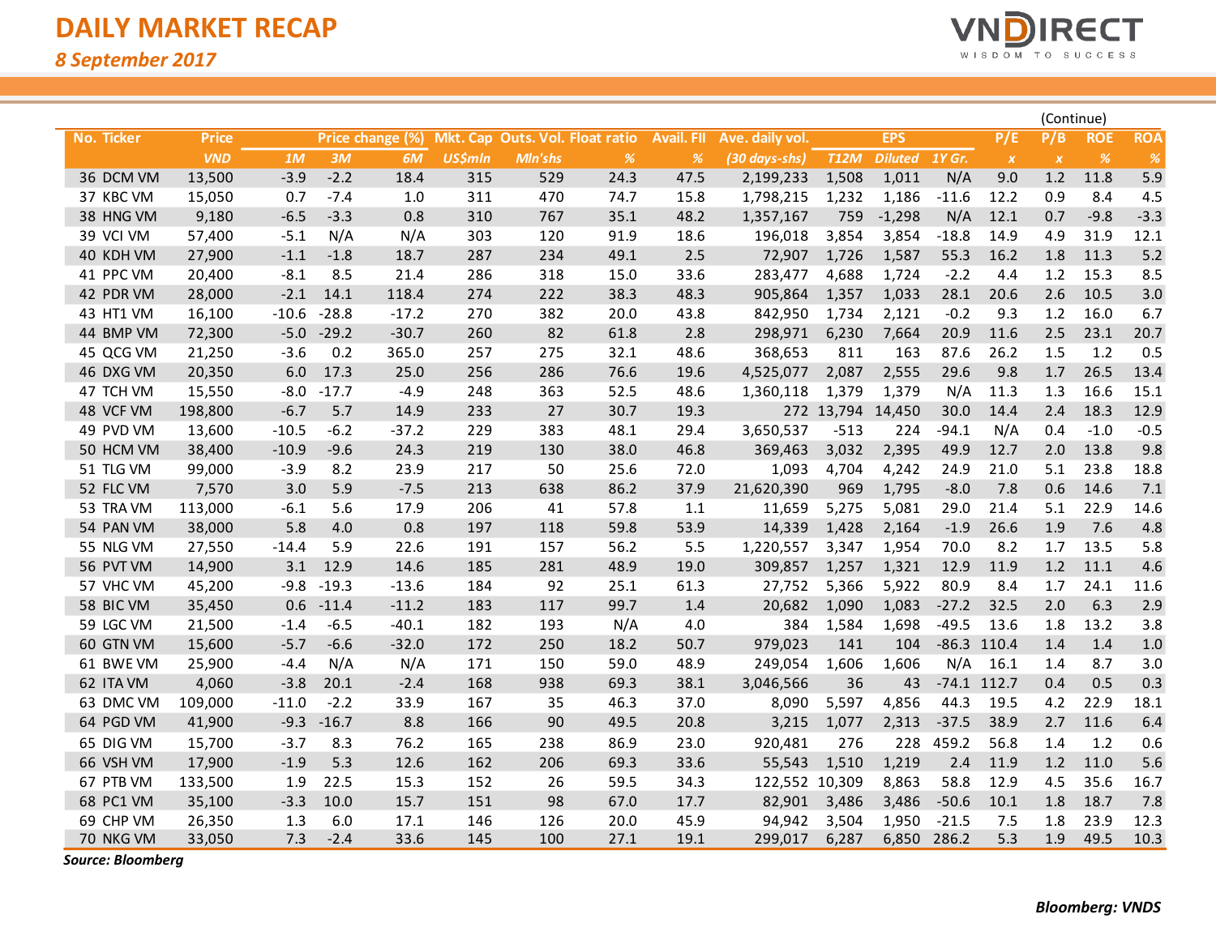# DAILY MARKET RECAP

*8 September 2017*

(Continue)

| No. | Ticker | Price | Price change (%) | | | Mkt. Cap | Outs. Vol. | Float ratio | Avail. FII | Ave. daily vol. | EPS | | | P/E | P/B | ROE | ROA |
|---|---|---|---|---|---|---|---|---|---|---|---|---|---|---|---|---|---|
| | | *VND* | *1M* | *3M* | *6M* | *US$mln* | *Mln'shs* | *%* | *%* | *(30 days-shs)* | *T12M* | *Diluted* | *1Y Gr.* | *x* | *x* | *%* | *%* |
| 36 | DCM VM | 13,500 | -3.9 | -2.2 | 18.4 | 315 | 529 | 24.3 | 47.5 | 2,199,233 | 1,508 | 1,011 | N/A | 9.0 | 1.2 | 11.8 | 5.9 |
| 37 | KBC VM | 15,050 | 0.7 | -7.4 | 1.0 | 311 | 470 | 74.7 | 15.8 | 1,798,215 | 1,232 | 1,186 | -11.6 | 12.2 | 0.9 | 8.4 | 4.5 |
| 38 | HNG VM | 9,180 | -6.5 | -3.3 | 0.8 | 310 | 767 | 35.1 | 48.2 | 1,357,167 | 759 | -1,298 | N/A | 12.1 | 0.7 | -9.8 | -3.3 |
| 39 | VCI VM | 57,400 | -5.1 | N/A | N/A | 303 | 120 | 91.9 | 18.6 | 196,018 | 3,854 | 3,854 | -18.8 | 14.9 | 4.9 | 31.9 | 12.1 |
| 40 | KDH VM | 27,900 | -1.1 | -1.8 | 18.7 | 287 | 234 | 49.1 | 2.5 | 72,907 | 1,726 | 1,587 | 55.3 | 16.2 | 1.8 | 11.3 | 5.2 |
| 41 | PPC VM | 20,400 | -8.1 | 8.5 | 21.4 | 286 | 318 | 15.0 | 33.6 | 283,477 | 4,688 | 1,724 | -2.2 | 4.4 | 1.2 | 15.3 | 8.5 |
| 42 | PDR VM | 28,000 | -2.1 | 14.1 | 118.4 | 274 | 222 | 38.3 | 48.3 | 905,864 | 1,357 | 1,033 | 28.1 | 20.6 | 2.6 | 10.5 | 3.0 |
| 43 | HT1 VM | 16,100 | -10.6 | -28.8 | -17.2 | 270 | 382 | 20.0 | 43.8 | 842,950 | 1,734 | 2,121 | -0.2 | 9.3 | 1.2 | 16.0 | 6.7 |
| 44 | BMP VM | 72,300 | -5.0 | -29.2 | -30.7 | 260 | 82 | 61.8 | 2.8 | 298,971 | 6,230 | 7,664 | 20.9 | 11.6 | 2.5 | 23.1 | 20.7 |
| 45 | QCG VM | 21,250 | -3.6 | 0.2 | 365.0 | 257 | 275 | 32.1 | 48.6 | 368,653 | 811 | 163 | 87.6 | 26.2 | 1.5 | 1.2 | 0.5 |
| 46 | DXG VM | 20,350 | 6.0 | 17.3 | 25.0 | 256 | 286 | 76.6 | 19.6 | 4,525,077 | 2,087 | 2,555 | 29.6 | 9.8 | 1.7 | 26.5 | 13.4 |
| 47 | TCH VM | 15,550 | -8.0 | -17.7 | -4.9 | 248 | 363 | 52.5 | 48.6 | 1,360,118 | 1,379 | 1,379 | N/A | 11.3 | 1.3 | 16.6 | 15.1 |
| 48 | VCF VM | 198,800 | -6.7 | 5.7 | 14.9 | 233 | 27 | 30.7 | 19.3 | 272 | 13,794 | 14,450 | 30.0 | 14.4 | 2.4 | 18.3 | 12.9 |
| 49 | PVD VM | 13,600 | -10.5 | -6.2 | -37.2 | 229 | 383 | 48.1 | 29.4 | 3,650,537 | -513 | 224 | -94.1 | N/A | 0.4 | -1.0 | -0.5 |
| 50 | HCM VM | 38,400 | -10.9 | -9.6 | 24.3 | 219 | 130 | 38.0 | 46.8 | 369,463 | 3,032 | 2,395 | 49.9 | 12.7 | 2.0 | 13.8 | 9.8 |
| 51 | TLG VM | 99,000 | -3.9 | 8.2 | 23.9 | 217 | 50 | 25.6 | 72.0 | 1,093 | 4,704 | 4,242 | 24.9 | 21.0 | 5.1 | 23.8 | 18.8 |
| 52 | FLC VM | 7,570 | 3.0 | 5.9 | -7.5 | 213 | 638 | 86.2 | 37.9 | 21,620,390 | 969 | 1,795 | -8.0 | 7.8 | 0.6 | 14.6 | 7.1 |
| 53 | TRA VM | 113,000 | -6.1 | 5.6 | 17.9 | 206 | 41 | 57.8 | 1.1 | 11,659 | 5,275 | 5,081 | 29.0 | 21.4 | 5.1 | 22.9 | 14.6 |
| 54 | PAN VM | 38,000 | 5.8 | 4.0 | 0.8 | 197 | 118 | 59.8 | 53.9 | 14,339 | 1,428 | 2,164 | -1.9 | 26.6 | 1.9 | 7.6 | 4.8 |
| 55 | NLG VM | 27,550 | -14.4 | 5.9 | 22.6 | 191 | 157 | 56.2 | 5.5 | 1,220,557 | 3,347 | 1,954 | 70.0 | 8.2 | 1.7 | 13.5 | 5.8 |
| 56 | PVT VM | 14,900 | 3.1 | 12.9 | 14.6 | 185 | 281 | 48.9 | 19.0 | 309,857 | 1,257 | 1,321 | 12.9 | 11.9 | 1.2 | 11.1 | 4.6 |
| 57 | VHC VM | 45,200 | -9.8 | -19.3 | -13.6 | 184 | 92 | 25.1 | 61.3 | 27,752 | 5,366 | 5,922 | 80.9 | 8.4 | 1.7 | 24.1 | 11.6 |
| 58 | BIC VM | 35,450 | 0.6 | -11.4 | -11.2 | 183 | 117 | 99.7 | 1.4 | 20,682 | 1,090 | 1,083 | -27.2 | 32.5 | 2.0 | 6.3 | 2.9 |
| 59 | LGC VM | 21,500 | -1.4 | -6.5 | -40.1 | 182 | 193 | N/A | 4.0 | 384 | 1,584 | 1,698 | -49.5 | 13.6 | 1.8 | 13.2 | 3.8 |
| 60 | GTN VM | 15,600 | -5.7 | -6.6 | -32.0 | 172 | 250 | 18.2 | 50.7 | 979,023 | 141 | 104 | -86.3 | 110.4 | 1.4 | 1.4 | 1.0 |
| 61 | BWE VM | 25,900 | -4.4 | N/A | N/A | 171 | 150 | 59.0 | 48.9 | 249,054 | 1,606 | 1,606 | N/A | 16.1 | 1.4 | 8.7 | 3.0 |
| 62 | ITA VM | 4,060 | -3.8 | 20.1 | -2.4 | 168 | 938 | 69.3 | 38.1 | 3,046,566 | 36 | 43 | -74.1 | 112.7 | 0.4 | 0.5 | 0.3 |
| 63 | DMC VM | 109,000 | -11.0 | -2.2 | 33.9 | 167 | 35 | 46.3 | 37.0 | 8,090 | 5,597 | 4,856 | 44.3 | 19.5 | 4.2 | 22.9 | 18.1 |
| 64 | PGD VM | 41,900 | -9.3 | -16.7 | 8.8 | 166 | 90 | 49.5 | 20.8 | 3,215 | 1,077 | 2,313 | -37.5 | 38.9 | 2.7 | 11.6 | 6.4 |
| 65 | DIG VM | 15,700 | -3.7 | 8.3 | 76.2 | 165 | 238 | 86.9 | 23.0 | 920,481 | 276 | 228 | 459.2 | 56.8 | 1.4 | 1.2 | 0.6 |
| 66 | VSH VM | 17,900 | -1.9 | 5.3 | 12.6 | 162 | 206 | 69.3 | 33.6 | 55,543 | 1,510 | 1,219 | 2.4 | 11.9 | 1.2 | 11.0 | 5.6 |
| 67 | PTB VM | 133,500 | 1.9 | 22.5 | 15.3 | 152 | 26 | 59.5 | 34.3 | 122,552 | 10,309 | 8,863 | 58.8 | 12.9 | 4.5 | 35.6 | 16.7 |
| 68 | PC1 VM | 35,100 | -3.3 | 10.0 | 15.7 | 151 | 98 | 67.0 | 17.7 | 82,901 | 3,486 | 3,486 | -50.6 | 10.1 | 1.8 | 18.7 | 7.8 |
| 69 | CHP VM | 26,350 | 1.3 | 6.0 | 17.1 | 146 | 126 | 20.0 | 45.9 | 94,942 | 3,504 | 1,950 | -21.5 | 7.5 | 1.8 | 23.9 | 12.3 |
| 70 | NKG VM | 33,050 | 7.3 | -2.4 | 33.6 | 145 | 100 | 27.1 | 19.1 | 299,017 | 6,287 | 6,850 | 286.2 | 5.3 | 1.9 | 49.5 | 10.3 |

***Source: Bloomberg***

***Bloomberg: VNDS***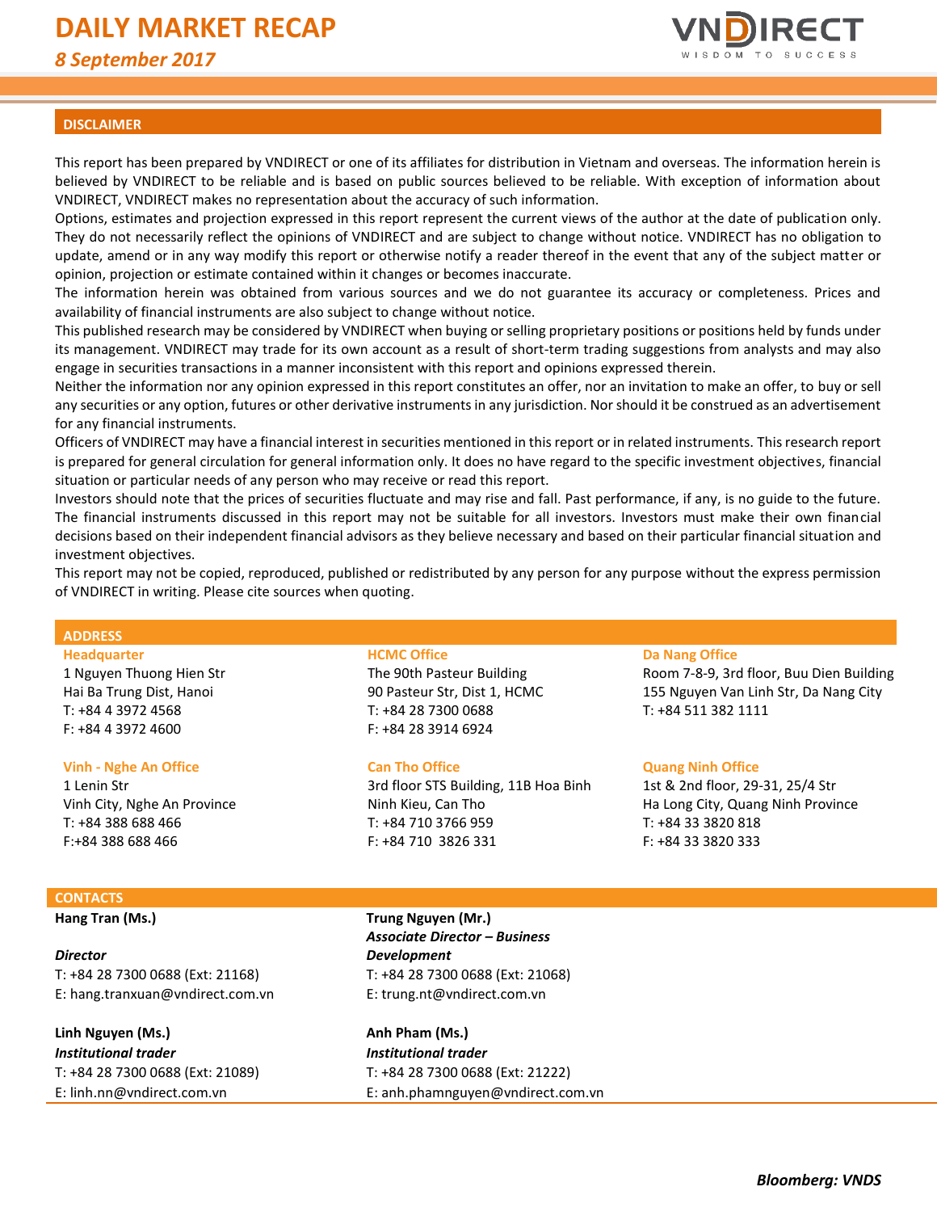# DAILY MARKET RECAP

*8 September 2017*

## DISCLAIMER

This report has been prepared by VNDIRECT or one of its affiliates for distribution in Vietnam and overseas. The information herein is believed by VNDIRECT to be reliable and is based on public sources believed to be reliable. With exception of information about VNDIRECT, VNDIRECT makes no representation about the accuracy of such information.

Options, estimates and projection expressed in this report represent the current views of the author at the date of publication only. They do not necessarily reflect the opinions of VNDIRECT and are subject to change without notice. VNDIRECT has no obligation to update, amend or in any way modify this report or otherwise notify a reader thereof in the event that any of the subject matter or opinion, projection or estimate contained within it changes or becomes inaccurate.

The information herein was obtained from various sources and we do not guarantee its accuracy or completeness. Prices and availability of financial instruments are also subject to change without notice.

This published research may be considered by VNDIRECT when buying or selling proprietary positions or positions held by funds under its management. VNDIRECT may trade for its own account as a result of short-term trading suggestions from analysts and may also engage in securities transactions in a manner inconsistent with this report and opinions expressed therein.

Neither the information nor any opinion expressed in this report constitutes an offer, nor an invitation to make an offer, to buy or sell any securities or any option, futures or other derivative instruments in any jurisdiction. Nor should it be construed as an advertisement for any financial instruments.

Officers of VNDIRECT may have a financial interest in securities mentioned in this report or in related instruments. This research report is prepared for general circulation for general information only. It does no have regard to the specific investment objectives, financial situation or particular needs of any person who may receive or read this report.

Investors should note that the prices of securities fluctuate and may rise and fall. Past performance, if any, is no guide to the future. The financial instruments discussed in this report may not be suitable for all investors. Investors must make their own financial decisions based on their independent financial advisors as they believe necessary and based on their particular financial situation and investment objectives.

This report may not be copied, reproduced, published or redistributed by any person for any purpose without the express permission of VNDIRECT in writing. Please cite sources when quoting.

## ADDRESS

**Headquarter**
1 Nguyen Thuong Hien Str
Hai Ba Trung Dist, Hanoi
T: +84 4 3972 4568
F: +84 4 3972 4600

**HCMC Office**
The 90th Pasteur Building
90 Pasteur Str, Dist 1, HCMC
T: +84 28 7300 0688
F: +84 28 3914 6924

**Da Nang Office**
Room 7-8-9, 3rd floor, Buu Dien Building
155 Nguyen Van Linh Str, Da Nang City
T: +84 511 382 1111

**Vinh - Nghe An Office**
1 Lenin Str
Vinh City, Nghe An Province
T: +84 388 688 466
F:+84 388 688 466

**Can Tho Office**
3rd floor STS Building, 11B Hoa Binh
Ninh Kieu, Can Tho
T: +84 710 3766 959
F: +84 710 3826 331

**Quang Ninh Office**
1st & 2nd floor, 29-31, 25/4 Str
Ha Long City, Quang Ninh Province
T: +84 33 3820 818
F: +84 33 3820 333

## CONTACTS

**Hang Tran (Ms.)**
***Director***
T: +84 28 7300 0688 (Ext: 21168)
E: hang.tranxuan@vndirect.com.vn

**Trung Nguyen (Mr.)**
***Associate Director – Business Development***
T: +84 28 7300 0688 (Ext: 21068)
E: trung.nt@vndirect.com.vn

**Linh Nguyen (Ms.)**
***Institutional trader***
T: +84 28 7300 0688 (Ext: 21089)
E: linh.nn@vndirect.com.vn

**Anh Pham (Ms.)**
***Institutional trader***
T: +84 28 7300 0688 (Ext: 21222)
E: anh.phamnguyen@vndirect.com.vn

***Bloomberg: VNDS***